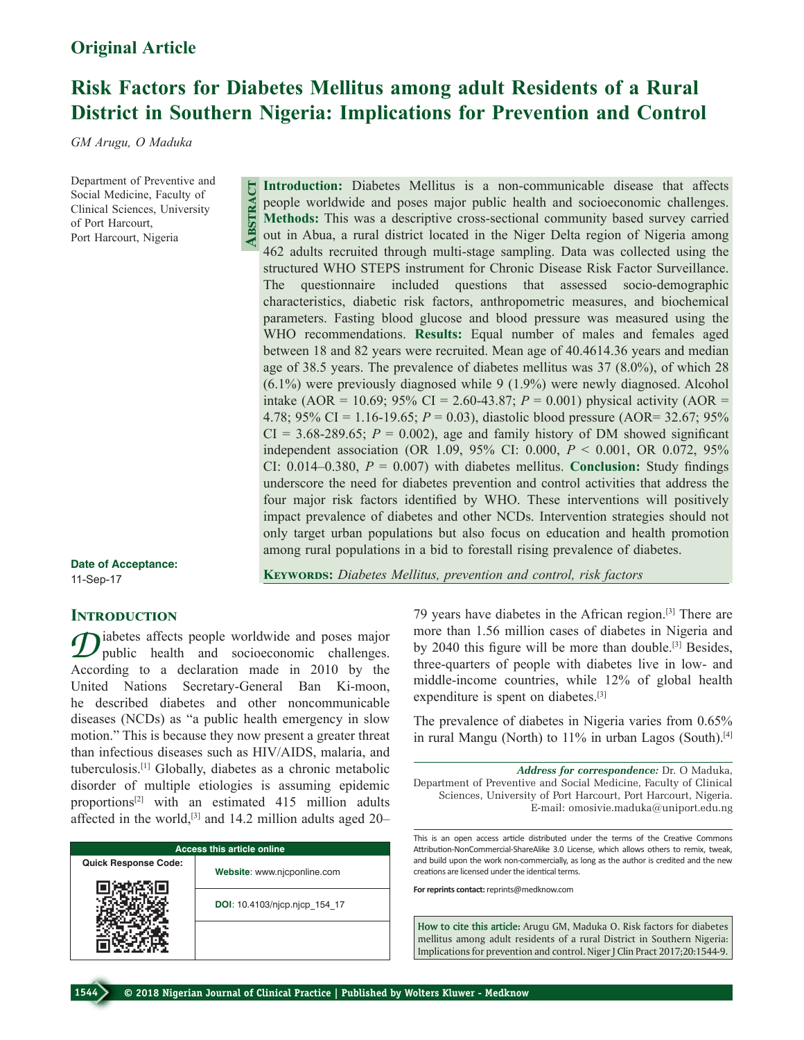Original Article

# Risk Factors for Diabetes Mellitus among adult Residents of a Rural District in Southern Nigeria: Implications for Prevention and Control

*GM Arugu, O Maduka*

Department of Preventive and Social Medicine, Faculty of Clinical Sciences, University of Port Harcourt, Port Harcourt, Nigeria

## Abstract

**Introduction:** Diabetes Mellitus is a non-communicable disease that affects people worldwide and poses major public health and socioeconomic challenges. **Methods:** This was a descriptive cross-sectional community based survey carried out in Abua, a rural district located in the Niger Delta region of Nigeria among 462 adults recruited through multi-stage sampling. Data was collected using the structured WHO STEPS instrument for Chronic Disease Risk Factor Surveillance. The questionnaire included questions that assessed socio-demographic characteristics, diabetic risk factors, anthropometric measures, and biochemical parameters. Fasting blood glucose and blood pressure was measured using the WHO recommendations. **Results:** Equal number of males and females aged between 18 and 82 years were recruited. Mean age of 40.4614.36 years and median age of 38.5 years. The prevalence of diabetes mellitus was 37 (8.0%), of which 28 (6.1%) were previously diagnosed while 9 (1.9%) were newly diagnosed. Alcohol intake (AOR = 10.69; 95% CI = 2.60-43.87; $P = 0.001$) physical activity (AOR = 4.78; 95% CI = 1.16-19.65; $P = 0.03$), diastolic blood pressure (AOR= 32.67; 95% CI = 3.68-289.65; $P = 0.002$), age and family history of DM showed significant independent association (OR 1.09, 95% CI: 0.000, $P < 0.001$, OR 0.072, 95% CI: 0.014–0.380, $P = 0.007$) with diabetes mellitus. **Conclusion:** Study findings underscore the need for diabetes prevention and control activities that address the four major risk factors identified by WHO. These interventions will positively impact prevalence of diabetes and other NCDs. Intervention strategies should not only target urban populations but also focus on education and health promotion among rural populations in a bid to forestall rising prevalence of diabetes.

**Keywords:** *Diabetes Mellitus, prevention and control, risk factors*

**Date of Acceptance:** 11-Sep-17

## Introduction

Diabetes affects people worldwide and poses major public health and socioeconomic challenges. According to a declaration made in 2010 by the United Nations Secretary-General Ban Ki-moon, he described diabetes and other noncommunicable diseases (NCDs) as "a public health emergency in slow motion." This is because they now present a greater threat than infectious diseases such as HIV/AIDS, malaria, and tuberculosis.[1] Globally, diabetes as a chronic metabolic disorder of multiple etiologies is assuming epidemic proportions[2] with an estimated 415 million adults affected in the world,[3] and 14.2 million adults aged 20–79 years have diabetes in the African region.[3] There are more than 1.56 million cases of diabetes in Nigeria and by 2040 this figure will be more than double.[3] Besides, three-quarter of people with diabetes live in low- and middle-income countries, while 12% of global health expenditure is spent on diabetes.[3]

The prevalence of diabetes in Nigeria varies from 0.65% in rural Mangu (North) to 11% in urban Lagos (South).[4]

| Access this article online | |
|---|---|
| Quick Response Code: | Website: www.njcponline.com |
| | DOI: 10.4103/njcp.njcp_154_17 |

*Address for correspondence:* Dr. O Maduka, Department of Preventive and Social Medicine, Faculty of Clinical Sciences, University of Port Harcourt, Port Harcourt, Nigeria. E-mail: omosivie.maduka@uniport.edu.ng

This is an open access article distributed under the terms of the Creative Commons Attribution-NonCommercial-ShareAlike 3.0 License, which allows others to remix, tweak, and build upon the work non-commercially, as long as the author is credited and the new creations are licensed under the identical terms.

For reprints contact: reprints@medknow.com

**How to cite this article:** Arugu GM, Maduka O. Risk factors for diabetes mellitus among adult residents of a rural District in Southern Nigeria: Implications for prevention and control. Niger J Clin Pract 2017;20:1544-9.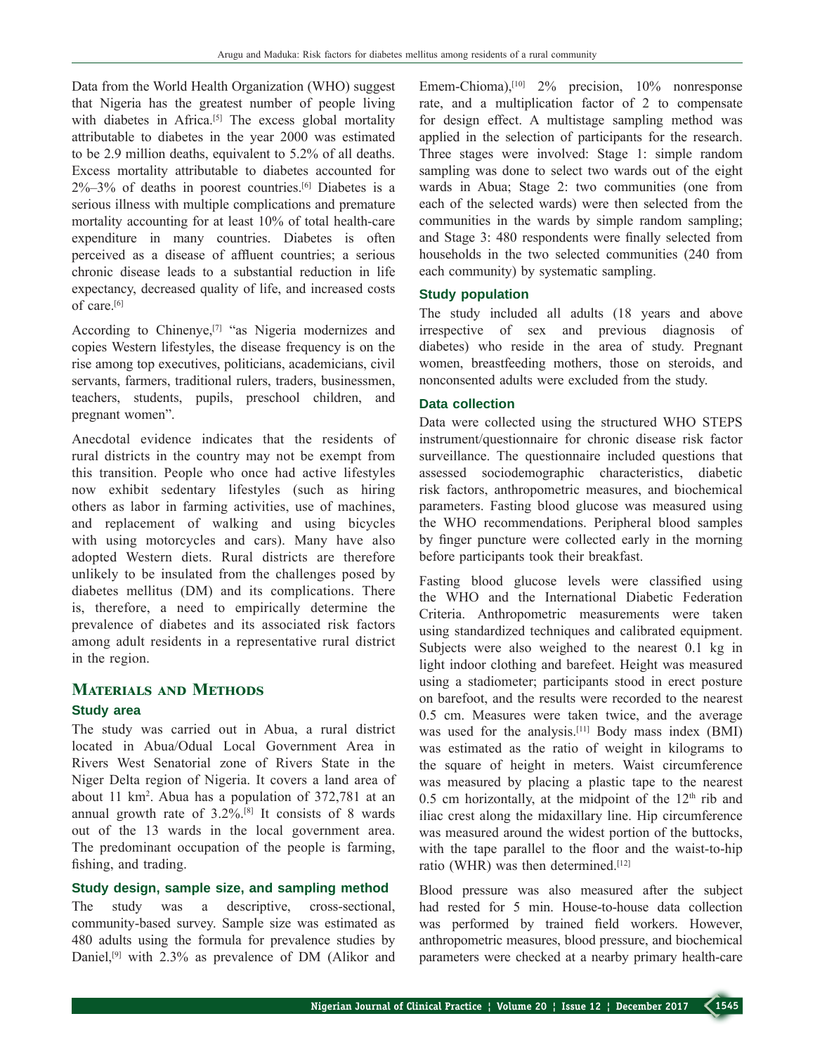Data from the World Health Organization (WHO) suggest that Nigeria has the greatest number of people living with diabetes in Africa.[5] The excess global mortality attributable to diabetes in the year 2000 was estimated to be 2.9 million deaths, equivalent to 5.2% of all deaths. Excess mortality attributable to diabetes accounted for 2%–3% of deaths in poorest countries.[6] Diabetes is a serious illness with multiple complications and premature mortality accounting for at least 10% of total health-care expenditure in many countries. Diabetes is often perceived as a disease of affluent countries; a serious chronic disease leads to a substantial reduction in life expectancy, decreased quality of life, and increased costs of care.[6]

According to Chinenye,[7] "as Nigeria modernizes and copies Western lifestyles, the disease frequency is on the rise among top executives, politicians, academicians, civil servants, farmers, traditional rulers, traders, businessmen, teachers, students, pupils, preschool children, and pregnant women".

Anecdotal evidence indicates that the residents of rural districts in the country may not be exempt from this transition. People who once had active lifestyles now exhibit sedentary lifestyles (such as hiring others as labor in farming activities, use of machines, and replacement of walking and using bicycles with using motorcycles and cars). Many have also adopted Western diets. Rural districts are therefore unlikely to be insulated from the challenges posed by diabetes mellitus (DM) and its complications. There is, therefore, a need to empirically determine the prevalence of diabetes and its associated risk factors among adult residents in a representative rural district in the region.

## Materials and Methods

### Study area

The study was carried out in Abua, a rural district located in Abua/Odual Local Government Area in Rivers West Senatorial zone of Rivers State in the Niger Delta region of Nigeria. It covers a land area of about 11 km$^2$. Abua has a population of 372,781 at an annual growth rate of 3.2%.[8] It consists of 8 wards out of the 13 wards in the local government area. The predominant occupation of the people is farming, fishing, and trading.

### Study design, sample size, and sampling method

The study was a descriptive, cross-sectional, community-based survey. Sample size was estimated as 480 adults using the formula for prevalence studies by Daniel,[9] with 2.3% as prevalence of DM (Alikor and Emem-Chioma),[10] 2% precision, 10% nonresponse rate, and a multiplication factor of 2 to compensate for design effect. A multistage sampling method was applied in the selection of participants for the research. Three stages were involved: Stage 1: simple random sampling was done to select two wards out of the eight wards in Abua; Stage 2: two communities (one from each of the selected wards) were then selected from the communities in the wards by simple random sampling; and Stage 3: 480 respondents were finally selected from households in the two selected communities (240 from each community) by systematic sampling.

### Study population

The study included all adults (18 years and above irrespective of sex and previous diagnosis of diabetes) who reside in the area of study. Pregnant women, breastfeeding mothers, those on steroids, and nonconsented adults were excluded from the study.

### Data collection

Data were collected using the structured WHO STEPS instrument/questionnaire for chronic disease risk factor surveillance. The questionnaire included questions that assessed sociodemographic characteristics, diabetic risk factors, anthropometric measures, and biochemical parameters. Fasting blood glucose was measured using the WHO recommendations. Peripheral blood samples by finger puncture were collected early in the morning before participants took their breakfast.

Fasting blood glucose levels were classified using the WHO and the International Diabetic Federation Criteria. Anthropometric measurements were taken using standardized techniques and calibrated equipment. Subjects were also weighed to the nearest 0.1 kg in light indoor clothing and barefeet. Height was measured using a stadiometer; participants stood in erect posture on barefoot, and the results were recorded to the nearest 0.5 cm. Measures were taken twice, and the average was used for the analysis.[11] Body mass index (BMI) was estimated as the ratio of weight in kilograms to the square of height in meters. Waist circumference was measured by placing a plastic tape to the nearest 0.5 cm horizontally, at the midpoint of the 12$^{th}$ rib and iliac crest along the midaxillary line. Hip circumference was measured around the widest portion of the buttocks, with the tape parallel to the floor and the waist-to-hip ratio (WHR) was then determined.[12]

Blood pressure was also measured after the subject had rested for 5 min. House-to-house data collection was performed by trained field workers. However, anthropometric measures, blood pressure, and biochemical parameters were checked at a nearby primary health-care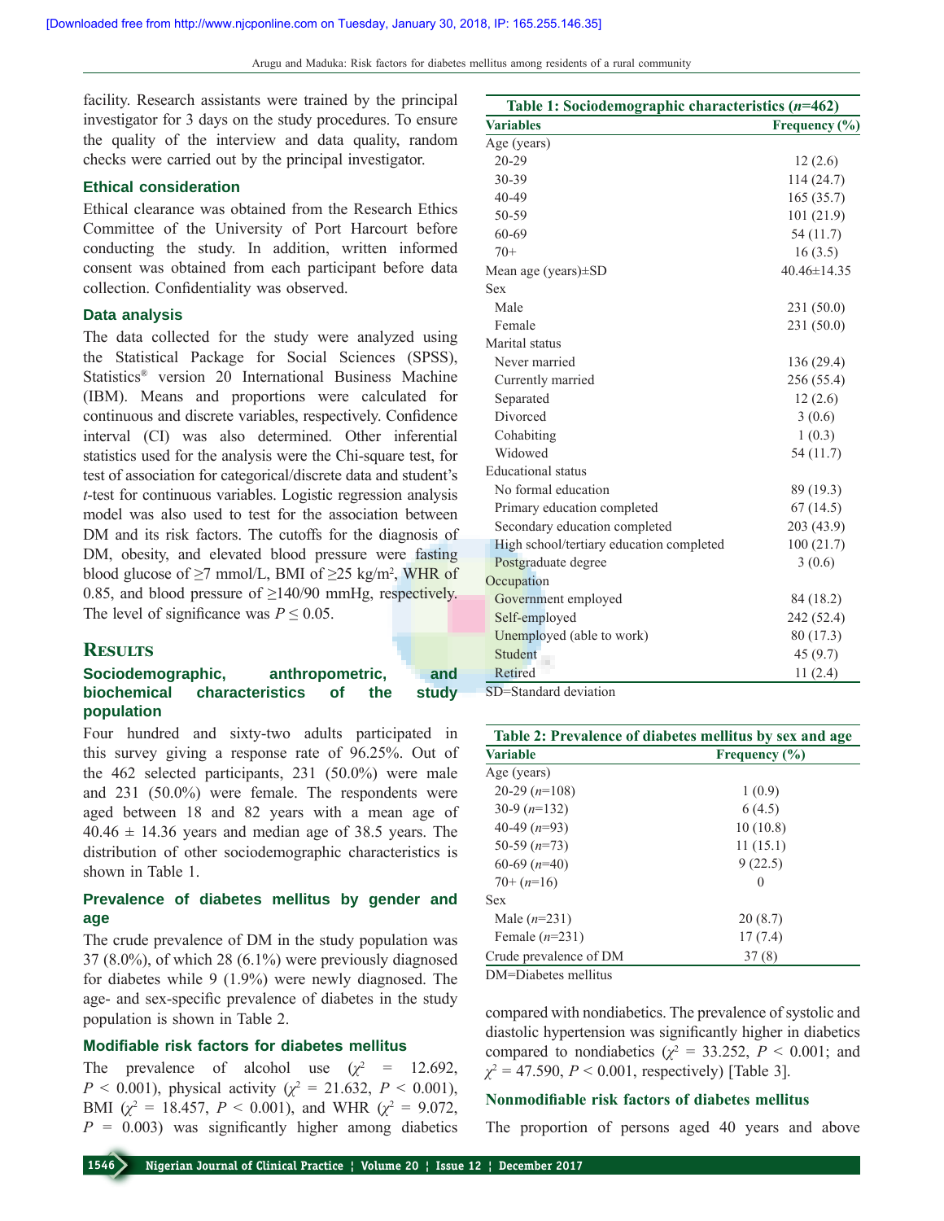facility. Research assistants were trained by the principal investigator for 3 days on the study procedures. To ensure the quality of the interview and data quality, random checks were carried out by the principal investigator.

### Ethical consideration

Ethical clearance was obtained from the Research Ethics Committee of the University of Port Harcourt before conducting the study. In addition, written informed consent was obtained from each participant before data collection. Confidentiality was observed.

### Data analysis

The data collected for the study were analyzed using the Statistical Package for Social Sciences (SPSS), Statistics® version 20 International Business Machine (IBM). Means and proportions were calculated for continuous and discrete variables, respectively. Confidence interval (CI) was also determined. Other inferential statistics used for the analysis were the Chi-square test, for test of association for categorical/discrete data and student's *t*-test for continuous variables. Logistic regression analysis model was also used to test for the association between DM and its risk factors. The cutoffs for the diagnosis of DM, obesity, and elevated blood pressure were fasting blood glucose of ≥7 mmol/L, BMI of ≥25 kg/m², WHR of 0.85, and blood pressure of ≥140/90 mmHg, respectively. The level of significance was $P \leq 0.05$.

## Results

### Sociodemographic, anthropometric, and biochemical characteristics of the study population

Four hundred and sixty-two adults participated in this survey giving a response rate of 96.25%. Out of the 462 selected participants, 231 (50.0%) were male and 231 (50.0%) were female. The respondents were aged between 18 and 82 years with a mean age of 40.46 ± 14.36 years and median age of 38.5 years. The distribution of other sociodemographic characteristics is shown in Table 1.

**Table 1: Sociodemographic characteristics (*n*=462)**

| Variables | Frequency (%) |
|---|---|
| Age (years) | |
| 20-29 | 12 (2.6) |
| 30-39 | 114 (24.7) |
| 40-49 | 165 (35.7) |
| 50-59 | 101 (21.9) |
| 60-69 | 54 (11.7) |
| 70+ | 16 (3.5) |
| Mean age (years)±SD | 40.46±14.35 |
| Sex | |
| Male | 231 (50.0) |
| Female | 231 (50.0) |
| Marital status | |
| Never married | 136 (29.4) |
| Currently married | 256 (55.4) |
| Separated | 12 (2.6) |
| Divorced | 3 (0.6) |
| Cohabiting | 1 (0.3) |
| Widowed | 54 (11.7) |
| Educational status | |
| No formal education | 89 (19.3) |
| Primary education completed | 67 (14.5) |
| Secondary education completed | 203 (43.9) |
| High school/tertiary education completed | 100 (21.7) |
| Postgraduate degree | 3 (0.6) |
| Occupation | |
| Government employed | 84 (18.2) |
| Self-employed | 242 (52.4) |
| Unemployed (able to work) | 80 (17.3) |
| Student | 45 (9.7) |
| Retired | 11 (2.4) |

SD=Standard deviation

### Prevalence of diabetes mellitus by gender and age

The crude prevalence of DM in the study population was 37 (8.0%), of which 28 (6.1%) were previously diagnosed for diabetes while 9 (1.9%) were newly diagnosed. The age- and sex-specific prevalence of diabetes in the study population is shown in Table 2.

**Table 2: Prevalence of diabetes mellitus by sex and age**

| Variable | Frequency (%) |
|---|---|
| Age (years) | |
| 20-29 (*n*=108) | 1 (0.9) |
| 30-9 (*n*=132) | 6 (4.5) |
| 40-49 (*n*=93) | 10 (10.8) |
| 50-59 (*n*=73) | 11 (15.1) |
| 60-69 (*n*=40) | 9 (22.5) |
| 70+ (*n*=16) | 0 |
| Sex | |
| Male (*n*=231) | 20 (8.7) |
| Female (*n*=231) | 17 (7.4) |
| Crude prevalence of DM | 37 (8) |

DM=Diabetes mellitus

### Modifiable risk factors for diabetes mellitus

The prevalence of alcohol use ($\chi^2$ = 12.692, $P$ < 0.001), physical activity ($\chi^2$ = 21.632, $P$ < 0.001), BMI ($\chi^2$ = 18.457, $P$ < 0.001), and WHR ($\chi^2$ = 9.072, $P$ = 0.003) was significantly higher among diabetics compared with nondiabetics. The prevalence of systolic and diastolic hypertension was significantly higher in diabetics compared to nondiabetics ($\chi^2$ = 33.252, $P$ < 0.001; and $\chi^2$ = 47.590, $P$ < 0.001, respectively) [Table 3].

### Nonmodifiable risk factors of diabetes mellitus

The proportion of persons aged 40 years and above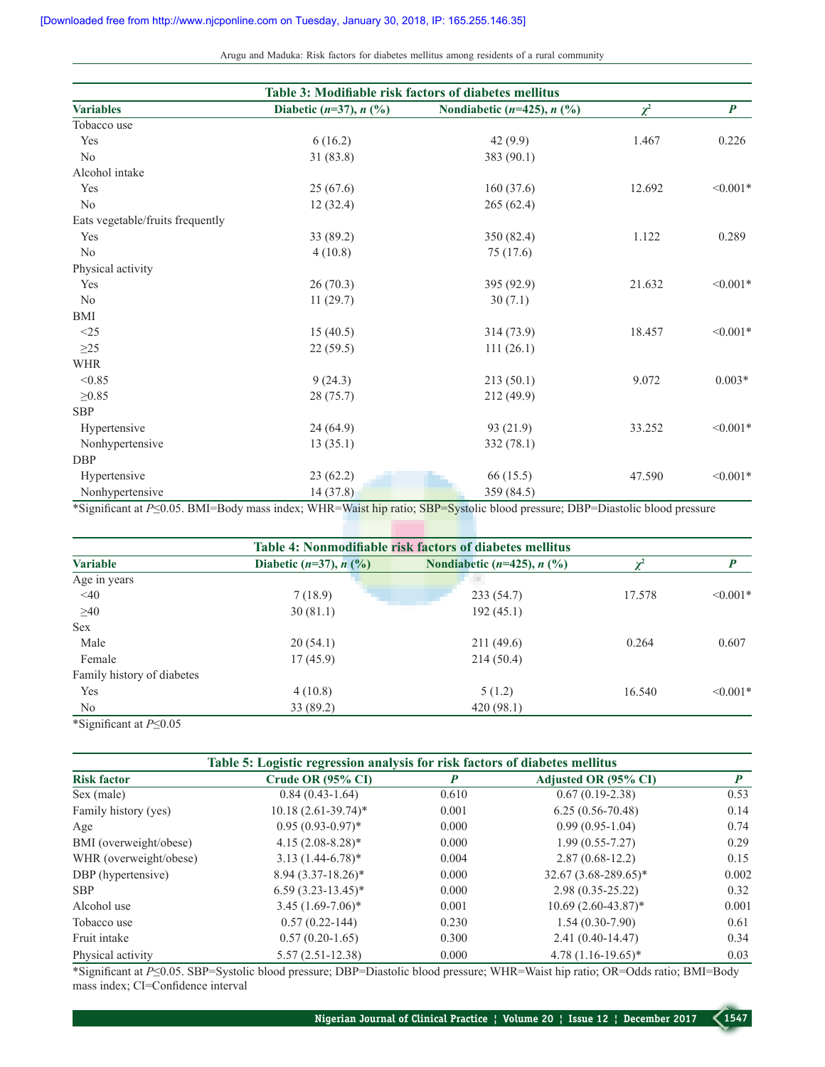**Table 3: Modifiable risk factors of diabetes mellitus**

| Variables | Diabetic (*n*=37), *n* (%) | Nondiabetic (*n*=425), *n* (%) | $\chi^2$ | *P* |
|---|---|---|---|---|
| Tobacco use | | | | |
| Yes | 6 (16.2) | 42 (9.9) | 1.467 | 0.226 |
| No | 31 (83.8) | 383 (90.1) | | |
| Alcohol intake | | | | |
| Yes | 25 (67.6) | 160 (37.6) | 12.692 | <0.001* |
| No | 12 (32.4) | 265 (62.4) | | |
| Eats vegetable/fruits frequently | | | | |
| Yes | 33 (89.2) | 350 (82.4) | 1.122 | 0.289 |
| No | 4 (10.8) | 75 (17.6) | | |
| Physical activity | | | | |
| Yes | 26 (70.3) | 395 (92.9) | 21.632 | <0.001* |
| No | 11 (29.7) | 30 (7.1) | | |
| BMI | | | | |
| <25 | 15 (40.5) | 314 (73.9) | 18.457 | <0.001* |
| ≥25 | 22 (59.5) | 111 (26.1) | | |
| WHR | | | | |
| <0.85 | 9 (24.3) | 213 (50.1) | 9.072 | 0.003* |
| ≥0.85 | 28 (75.7) | 212 (49.9) | | |
| SBP | | | | |
| Hypertensive | 24 (64.9) | 93 (21.9) | 33.252 | <0.001* |
| Nonhypertensive | 13 (35.1) | 332 (78.1) | | |
| DBP | | | | |
| Hypertensive | 23 (62.2) | 66 (15.5) | 47.590 | <0.001* |
| Nonhypertensive | 14 (37.8) | 359 (84.5) | | |

*Significant at $P \leq 0.05$. BMI=Body mass index; WHR=Waist hip ratio; SBP=Systolic blood pressure; DBP=Diastolic blood pressure

**Table 4: Nonmodifiable risk factors of diabetes mellitus**

| Variable | Diabetic (*n*=37), *n* (%) | Nondiabetic (*n*=425), *n* (%) | $\chi^2$ | *P* |
|---|---|---|---|---|
| Age in years | | | | |
| <40 | 7 (18.9) | 233 (54.7) | 17.578 | <0.001* |
| ≥40 | 30 (81.1) | 192 (45.1) | | |
| Sex | | | | |
| Male | 20 (54.1) | 211 (49.6) | 0.264 | 0.607 |
| Female | 17 (45.9) | 214 (50.4) | | |
| Family history of diabetes | | | | |
| Yes | 4 (10.8) | 5 (1.2) | 16.540 | <0.001* |
| No | 33 (89.2) | 420 (98.1) | | |

*Significant at $P \leq 0.05$

**Table 5: Logistic regression analysis for risk factors of diabetes mellitus**

| Risk factor | Crude OR (95% CI) | *P* | Adjusted OR (95% CI) | *P* |
|---|---|---|---|---|
| Sex (male) | 0.84 (0.43-1.64) | 0.610 | 0.67 (0.19-2.38) | 0.53 |
| Family history (yes) | 10.18 (2.61-39.74)* | 0.001 | 6.25 (0.56-70.48) | 0.14 |
| Age | 0.95 (0.93-0.97)* | 0.000 | 0.99 (0.95-1.04) | 0.74 |
| BMI (overweight/obese) | 4.15 (2.08-8.28)* | 0.000 | 1.99 (0.55-7.27) | 0.29 |
| WHR (overweight/obese) | 3.13 (1.44-6.78)* | 0.004 | 2.87 (0.68-12.2) | 0.15 |
| DBP (hypertensive) | 8.94 (3.37-18.26)* | 0.000 | 32.67 (3.68-289.65)* | 0.002 |
| SBP | 6.59 (3.23-13.45)* | 0.000 | 2.98 (0.35-25.22) | 0.32 |
| Alcohol use | 3.45 (1.69-7.06)* | 0.001 | 10.69 (2.60-43.87)* | 0.001 |
| Tobacco use | 0.57 (0.22-144) | 0.230 | 1.54 (0.30-7.90) | 0.61 |
| Fruit intake | 0.57 (0.20-1.65) | 0.300 | 2.41 (0.40-14.47) | 0.34 |
| Physical activity | 5.57 (2.51-12.38) | 0.000 | 4.78 (1.16-19.65)* | 0.03 |

*Significant at $P \leq 0.05$. SBP=Systolic blood pressure; DBP=Diastolic blood pressure; WHR=Waist hip ratio; OR=Odds ratio; BMI=Body mass index; CI=Confidence interval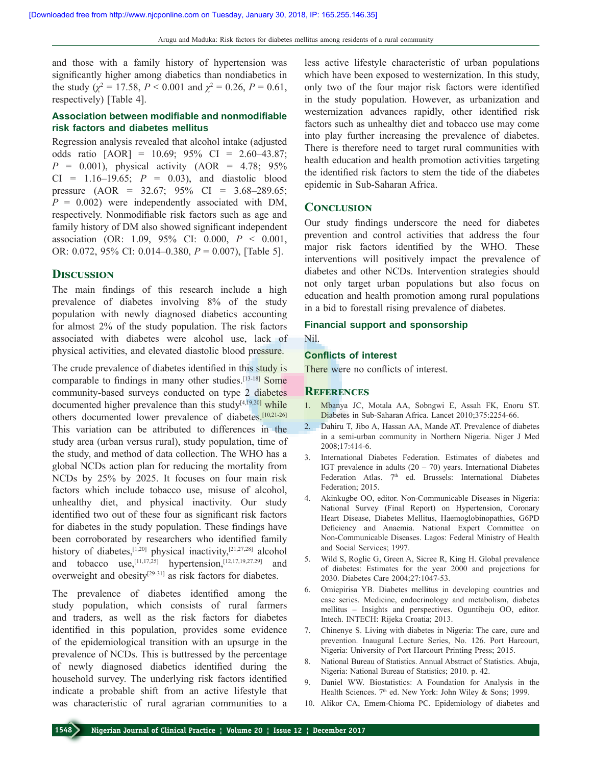and those with a family history of hypertension was significantly higher among diabetics than nondiabetics in the study ($\chi^2$ = 17.58, $P$ < 0.001 and $\chi^2$ = 0.26, $P$ = 0.61, respectively) [Table 4].

### Association between modifiable and nonmodifiable risk factors and diabetes mellitus

Regression analysis revealed that alcohol intake (adjusted odds ratio [AOR] = 10.69; 95% CI = 2.60–43.87; $P$ = 0.001), physical activity (AOR = 4.78; 95% CI = 1.16–19.65; $P$ = 0.03), and diastolic blood pressure (AOR = 32.67; 95% CI = 3.68–289.65; $P$ = 0.002) were independently associated with DM, respectively. Nonmodifiable risk factors such as age and family history of DM also showed significant independent association (OR: 1.09, 95% CI: 0.000, $P$ < 0.001, OR: 0.072, 95% CI: 0.014–0.380, $P$ = 0.007), [Table 5].

## Discussion

The main findings of this research include a high prevalence of diabetes involving 8% of the study population with newly diagnosed diabetics accounting for almost 2% of the study population. The risk factors associated with diabetes were alcohol use, lack of physical activities, and elevated diastolic blood pressure.

The crude prevalence of diabetes identified in this study is comparable to findings in many other studies.[13-18] Some community-based surveys conducted on type 2 diabetes documented higher prevalence than this study[4,19,20] while others documented lower prevalence of diabetes.[10,21-26] This variation can be attributed to differences in the study area (urban versus rural), study population, time of the study, and method of data collection. The WHO has a global NCDs action plan for reducing the mortality from NCDs by 25% by 2025. It focuses on four main risk factors which include tobacco use, misuse of alcohol, unhealthy diet, and physical inactivity. Our study identified two out of these four as significant risk factors for diabetes in the study population. These findings have been corroborated by researchers who identified family history of diabetes,[1,20] physical inactivity,[21,27,28] alcohol and tobacco use,[11,17,25] hypertension,[12,17,19,27,29] and overweight and obesity[29-31] as risk factors for diabetes.

The prevalence of diabetes identified among the study population, which consists of rural farmers and traders, as well as the risk factors for diabetes identified in this population, provides some evidence of the epidemiological transition with an upsurge in the prevalence of NCDs. This is buttressed by the percentage of newly diagnosed diabetics identified during the household survey. The underlying risk factors identified indicate a probable shift from an active lifestyle that was characteristic of rural agrarian communities to a less active lifestyle characteristic of urban populations which have been exposed to westernization. In this study, only two of the four major risk factors were identified in the study population. However, as urbanization and westernization advances rapidly, other identified risk factors such as unhealthy diet and tobacco use may come into play further increasing the prevalence of diabetes. There is therefore need to target rural communities with health education and health promotion activities targeting the identified risk factors to stem the tide of the diabetes epidemic in Sub-Saharan Africa.

## Conclusion

Our study findings underscore the need for diabetes prevention and control activities that address the four major risk factors identified by the WHO. These interventions will positively impact the prevalence of diabetes and other NCDs. Intervention strategies should not only target urban populations but also focus on education and health promotion among rural populations in a bid to forestall rising prevalence of diabetes.

### Financial support and sponsorship

Nil.

### Conflicts of interest

There were no conflicts of interest.

## References

1. Mbanya JC, Motala AA, Sobngwi E, Assah FK, Enoru ST. Diabetes in Sub-Saharan Africa. Lancet 2010;375:2254-66.
2. Dahiru T, Jibo A, Hassan AA, Mande AT. Prevalence of diabetes in a semi-urban community in Northern Nigeria. Niger J Med 2008;17:414-6.
3. International Diabetes Federation. Estimates of diabetes and IGT prevalence in adults (20 – 70) years. International Diabetes Federation Atlas. 7th ed. Brussels: International Diabetes Federation; 2015.
4. Akinkugbe OO, editor. Non-Communicable Diseases in Nigeria: National Survey (Final Report) on Hypertension, Coronary Heart Disease, Diabetes Mellitus, Haemoglobinopathies, G6PD Deficiency and Anaemia. National Expert Committee on Non-Communicable Diseases. Lagos: Federal Ministry of Health and Social Services; 1997.
5. Wild S, Roglic G, Green A, Sicree R, King H. Global prevalence of diabetes: Estimates for the year 2000 and projections for 2030. Diabetes Care 2004;27:1047-53.
6. Omiepirisa YB. Diabetes mellitus in developing countries and case series. Medicine, endocrinology and metabolism, diabetes mellitus – Insights and perspectives. Oguntibeju OO, editor. Intech. INTECH: Rijeka Croatia; 2013.
7. Chinenye S. Living with diabetes in Nigeria: The care, cure and prevention. Inaugural Lecture Series, No. 126. Port Harcourt, Nigeria: University of Port Harcourt Printing Press; 2015.
8. National Bureau of Statistics. Annual Abstract of Statistics. Abuja, Nigeria: National Bureau of Statistics; 2010. p. 42.
9. Daniel WW. Biostatistics: A Foundation for Analysis in the Health Sciences. 7th ed. New York: John Wiley & Sons; 1999.
10. Alikor CA, Emem-Chioma PC. Epidemiology of diabetes and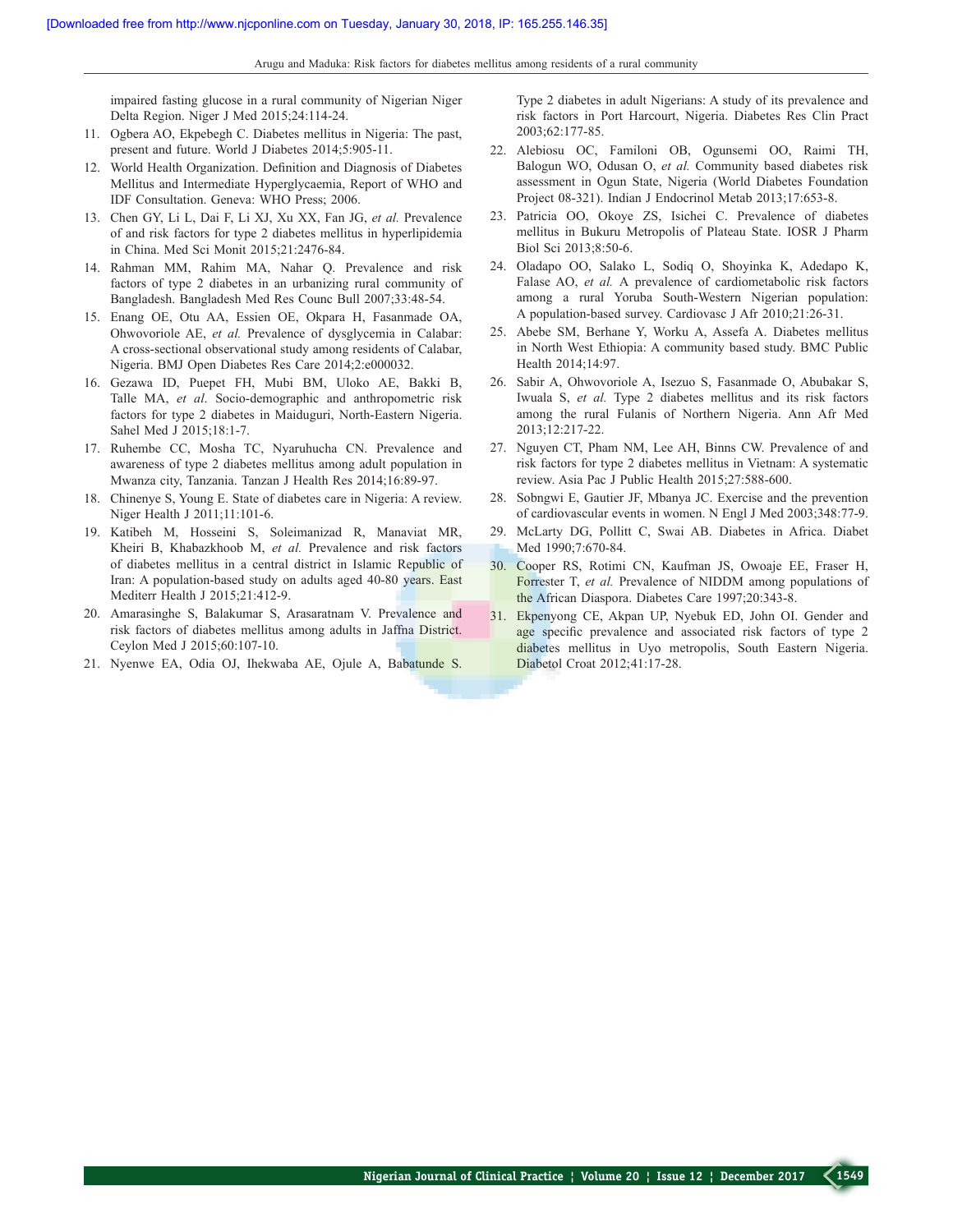impaired fasting glucose in a rural community of Nigerian Niger Delta Region. Niger J Med 2015;24:114-24.

11. Ogbera AO, Ekpebegh C. Diabetes mellitus in Nigeria: The past, present and future. World J Diabetes 2014;5:905-11.
12. World Health Organization. Definition and Diagnosis of Diabetes Mellitus and Intermediate Hyperglycaemia, Report of WHO and IDF Consultation. Geneva: WHO Press; 2006.
13. Chen GY, Li L, Dai F, Li XJ, Xu XX, Fan JG, *et al.* Prevalence of and risk factors for type 2 diabetes mellitus in hyperlipidemia in China. Med Sci Monit 2015;21:2476-84.
14. Rahman MM, Rahim MA, Nahar Q. Prevalence and risk factors of type 2 diabetes in an urbanizing rural community of Bangladesh. Bangladesh Med Res Counc Bull 2007;33:48-54.
15. Enang OE, Otu AA, Essien OE, Okpara H, Fasanmade OA, Ohwovoriole AE, *et al.* Prevalence of dysglycemia in Calabar: A cross-sectional observational study among residents of Calabar, Nigeria. BMJ Open Diabetes Res Care 2014;2:e000032.
16. Gezawa ID, Puepet FH, Mubi BM, Uloko AE, Bakki B, Talle MA, *et al*. Socio-demographic and anthropometric risk factors for type 2 diabetes in Maiduguri, North-Eastern Nigeria. Sahel Med J 2015;18:1-7.
17. Ruhembe CC, Mosha TC, Nyaruhucha CN. Prevalence and awareness of type 2 diabetes mellitus among adult population in Mwanza city, Tanzania. Tanzan J Health Res 2014;16:89-97.
18. Chinenye S, Young E. State of diabetes care in Nigeria: A review. Niger Health J 2011;11:101-6.
19. Katibeh M, Hosseini S, Soleimanizad R, Manaviat MR, Kheiri B, Khabazkhoob M, *et al.* Prevalence and risk factors of diabetes mellitus in a central district in Islamic Republic of Iran: A population-based study on adults aged 40-80 years. East Mediterr Health J 2015;21:412-9.
20. Amarasinghe S, Balakumar S, Arasaratnam V. Prevalence and risk factors of diabetes mellitus among adults in Jaffna District. Ceylon Med J 2015;60:107-10.
21. Nyenwe EA, Odia OJ, Ihekwaba AE, Ojule A, Babatunde S. Type 2 diabetes in adult Nigerians: A study of its prevalence and risk factors in Port Harcourt, Nigeria. Diabetes Res Clin Pract 2003;62:177-85.
22. Alebiosu OC, Familoni OB, Ogunsemi OO, Raimi TH, Balogun WO, Odusan O, *et al.* Community based diabetes risk assessment in Ogun State, Nigeria (World Diabetes Foundation Project 08-321). Indian J Endocrinol Metab 2013;17:653-8.
23. Patricia OO, Okoye ZS, Isichei C. Prevalence of diabetes mellitus in Bukuru Metropolis of Plateau State. IOSR J Pharm Biol Sci 2013;8:50-6.
24. Oladapo OO, Salako L, Sodiq O, Shoyinka K, Adedapo K, Falase AO, *et al.* A prevalence of cardiometabolic risk factors among a rural Yoruba South-Western Nigerian population: A population-based survey. Cardiovasc J Afr 2010;21:26-31.
25. Abebe SM, Berhane Y, Worku A, Assefa A. Diabetes mellitus in North West Ethiopia: A community based study. BMC Public Health 2014;14:97.
26. Sabir A, Ohwovoriole A, Isezuo S, Fasanmade O, Abubakar S, Iwuala S, *et al.* Type 2 diabetes mellitus and its risk factors among the rural Fulanis of Northern Nigeria. Ann Afr Med 2013;12:217-22.
27. Nguyen CT, Pham NM, Lee AH, Binns CW. Prevalence of and risk factors for type 2 diabetes mellitus in Vietnam: A systematic review. Asia Pac J Public Health 2015;27:588-600.
28. Sobngwi E, Gautier JF, Mbanya JC. Exercise and the prevention of cardiovascular events in women. N Engl J Med 2003;348:77-9.
29. McLarty DG, Pollitt C, Swai AB. Diabetes in Africa. Diabet Med 1990;7:670-84.
30. Cooper RS, Rotimi CN, Kaufman JS, Owoaje EE, Fraser H, Forrester T, *et al.* Prevalence of NIDDM among populations of the African Diaspora. Diabetes Care 1997;20:343-8.
31. Ekpenyong CE, Akpan UP, Nyebuk ED, John OI. Gender and age specific prevalence and associated risk factors of type 2 diabetes mellitus in Uyo metropolis, South Eastern Nigeria. Diabetol Croat 2012;41:17-28.